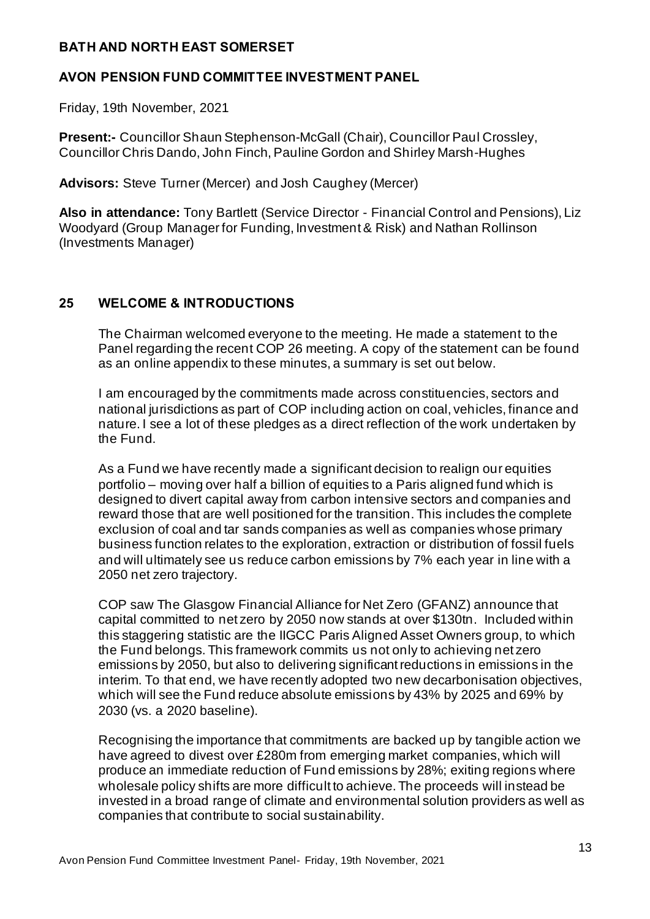# BATH AND NORTH EAST SOMERSET

## AVON PENSION FUND COMMITTEE INVESTMENT PANEL

Friday, 19th November, 2021

**Present:-** Councillor Shaun Stephenson-McGall (Chair), Councillor Paul Crossley, Councillor Chris Dando, John Finch, Pauline Gordon and Shirley Marsh-Hughes

**Advisors:** Steve Turner (Mercer) and Josh Caughey (Mercer)

**Also in attendance:** Tony Bartlett (Service Director - Financial Control and Pensions), Liz Woodyard (Group Manager for Funding, Investment & Risk) and Nathan Rollinson (Investments Manager)

## 25 WELCOME & INTRODUCTIONS

The Chairman welcomed everyone to the meeting. He made a statement to the Panel regarding the recent COP 26 meeting. A copy of the statement can be found as an online appendix to these minutes, a summary is set out below.

I am encouraged by the commitments made across constituencies, sectors and national jurisdictions as part of COP including action on coal, vehicles, finance and nature. I see a lot of these pledges as a direct reflection of the work undertaken by the Fund.

As a Fund we have recently made a significant decision to realign our equities portfolio – moving over half a billion of equities to a Paris aligned fund which is designed to divert capital away from carbon intensive sectors and companies and reward those that are well positioned for the transition. This includes the complete exclusion of coal and tar sands companies as well as companies whose primary business function relates to the exploration, extraction or distribution of fossil fuels and will ultimately see us reduce carbon emissions by 7% each year in line with a 2050 net zero trajectory.

COP saw The Glasgow Financial Alliance for Net Zero (GFANZ) announce that capital committed to net zero by 2050 now stands at over $130tn. Included within this staggering statistic are the IIGCC Paris Aligned Asset Owners group, to which the Fund belongs. This framework commits us not only to achieving net zero emissions by 2050, but also to delivering significant reductions in emissions in the interim. To that end, we have recently adopted two new decarbonisation objectives, which will see the Fund reduce absolute emissions by 43% by 2025 and 69% by 2030 (vs. a 2020 baseline).

Recognising the importance that commitments are backed up by tangible action we have agreed to divest over £280m from emerging market companies, which will produce an immediate reduction of Fund emissions by 28%; exiting regions where wholesale policy shifts are more difficult to achieve. The proceeds will instead be invested in a broad range of climate and environmental solution providers as well as companies that contribute to social sustainability.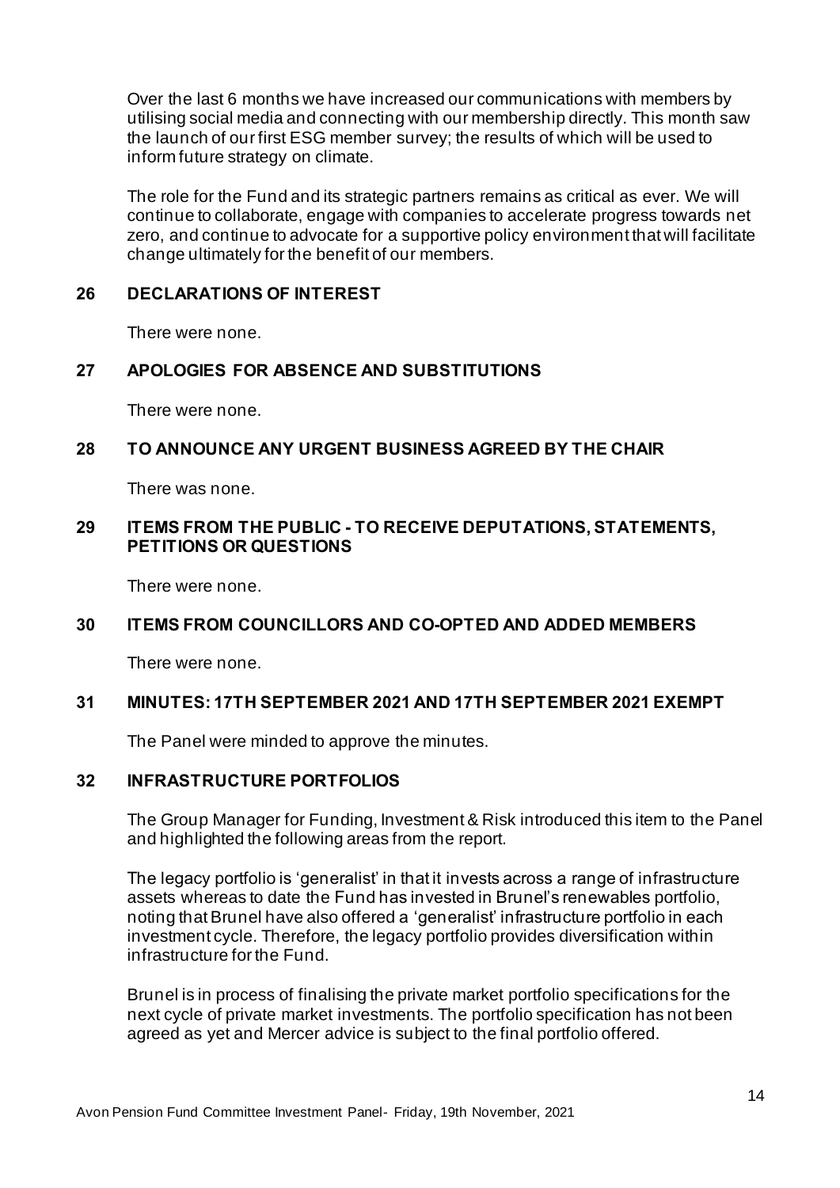Over the last 6 months we have increased our communications with members by utilising social media and connecting with our membership directly. This month saw the launch of our first ESG member survey; the results of which will be used to inform future strategy on climate.

The role for the Fund and its strategic partners remains as critical as ever. We will continue to collaborate, engage with companies to accelerate progress towards net zero, and continue to advocate for a supportive policy environment that will facilitate change ultimately for the benefit of our members.

## 26 DECLARATIONS OF INTEREST

There were none.

## 27 APOLOGIES FOR ABSENCE AND SUBSTITUTIONS

There were none.

## 28 TO ANNOUNCE ANY URGENT BUSINESS AGREED BY THE CHAIR

There was none.

## 29 ITEMS FROM THE PUBLIC - TO RECEIVE DEPUTATIONS, STATEMENTS, PETITIONS OR QUESTIONS

There were none.

## 30 ITEMS FROM COUNCILLORS AND CO-OPTED AND ADDED MEMBERS

There were none.

## 31 MINUTES: 17TH SEPTEMBER 2021 AND 17TH SEPTEMBER 2021 EXEMPT

The Panel were minded to approve the minutes.

## 32 INFRASTRUCTURE PORTFOLIOS

The Group Manager for Funding, Investment & Risk introduced this item to the Panel and highlighted the following areas from the report.

The legacy portfolio is 'generalist' in that it invests across a range of infrastructure assets whereas to date the Fund has invested in Brunel's renewables portfolio, noting that Brunel have also offered a 'generalist' infrastructure portfolio in each investment cycle. Therefore, the legacy portfolio provides diversification within infrastructure for the Fund.

Brunel is in process of finalising the private market portfolio specifications for the next cycle of private market investments. The portfolio specification has not been agreed as yet and Mercer advice is subject to the final portfolio offered.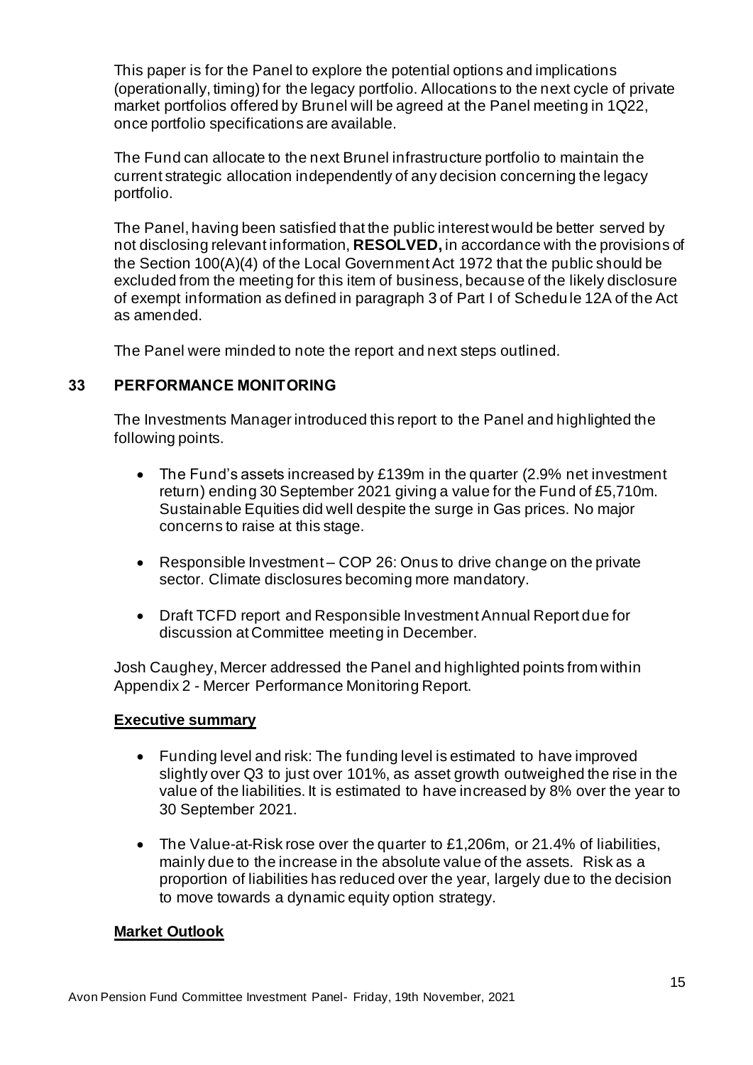This paper is for the Panel to explore the potential options and implications (operationally, timing) for the legacy portfolio. Allocations to the next cycle of private market portfolios offered by Brunel will be agreed at the Panel meeting in 1Q22, once portfolio specifications are available.

The Fund can allocate to the next Brunel infrastructure portfolio to maintain the current strategic allocation independently of any decision concerning the legacy portfolio.

The Panel, having been satisfied that the public interest would be better served by not disclosing relevant information, **RESOLVED,** in accordance with the provisions of the Section 100(A)(4) of the Local Government Act 1972 that the public should be excluded from the meeting for this item of business, because of the likely disclosure of exempt information as defined in paragraph 3 of Part I of Schedule 12A of the Act as amended.

The Panel were minded to note the report and next steps outlined.

## 33 PERFORMANCE MONITORING

The Investments Manager introduced this report to the Panel and highlighted the following points.

- The Fund's assets increased by £139m in the quarter (2.9% net investment return) ending 30 September 2021 giving a value for the Fund of £5,710m. Sustainable Equities did well despite the surge in Gas prices. No major concerns to raise at this stage.
- Responsible Investment – COP 26: Onus to drive change on the private sector. Climate disclosures becoming more mandatory.
- Draft TCFD report and Responsible Investment Annual Report due for discussion at Committee meeting in December.

Josh Caughey, Mercer addressed the Panel and highlighted points from within Appendix 2 - Mercer Performance Monitoring Report.

### Executive summary

- Funding level and risk: The funding level is estimated to have improved slightly over Q3 to just over 101%, as asset growth outweighed the rise in the value of the liabilities. It is estimated to have increased by 8% over the year to 30 September 2021.
- The Value-at-Risk rose over the quarter to £1,206m, or 21.4% of liabilities, mainly due to the increase in the absolute value of the assets. Risk as a proportion of liabilities has reduced over the year, largely due to the decision to move towards a dynamic equity option strategy.

### Market Outlook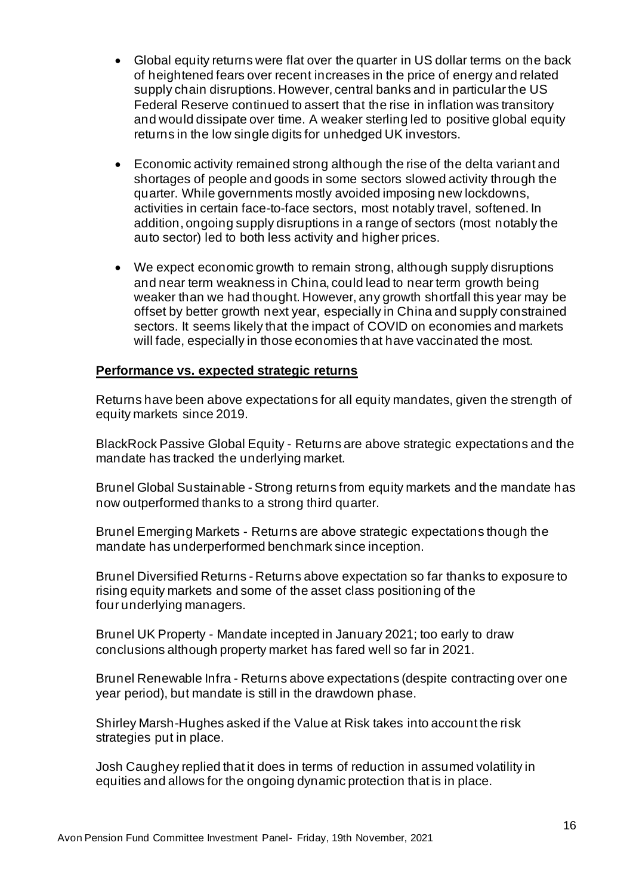- Global equity returns were flat over the quarter in US dollar terms on the back of heightened fears over recent increases in the price of energy and related supply chain disruptions. However, central banks and in particular the US Federal Reserve continued to assert that the rise in inflation was transitory and would dissipate over time. A weaker sterling led to positive global equity returns in the low single digits for unhedged UK investors.

- Economic activity remained strong although the rise of the delta variant and shortages of people and goods in some sectors slowed activity through the quarter. While governments mostly avoided imposing new lockdowns, activities in certain face-to-face sectors, most notably travel, softened. In addition, ongoing supply disruptions in a range of sectors (most notably the auto sector) led to both less activity and higher prices.

- We expect economic growth to remain strong, although supply disruptions and near term weakness in China, could lead to near term growth being weaker than we had thought. However, any growth shortfall this year may be offset by better growth next year, especially in China and supply constrained sectors. It seems likely that the impact of COVID on economies and markets will fade, especially in those economies that have vaccinated the most.

**Performance vs. expected strategic returns**

Returns have been above expectations for all equity mandates, given the strength of equity markets since 2019.

BlackRock Passive Global Equity - Returns are above strategic expectations and the mandate has tracked the underlying market.

Brunel Global Sustainable - Strong returns from equity markets and the mandate has now outperformed thanks to a strong third quarter.

Brunel Emerging Markets - Returns are above strategic expectations though the mandate has underperformed benchmark since inception.

Brunel Diversified Returns - Returns above expectation so far thanks to exposure to rising equity markets and some of the asset class positioning of the four underlying managers.

Brunel UK Property - Mandate incepted in January 2021; too early to draw conclusions although property market has fared well so far in 2021.

Brunel Renewable Infra - Returns above expectations (despite contracting over one year period), but mandate is still in the drawdown phase.

Shirley Marsh-Hughes asked if the Value at Risk takes into account the risk strategies put in place.

Josh Caughey replied that it does in terms of reduction in assumed volatility in equities and allows for the ongoing dynamic protection that is in place.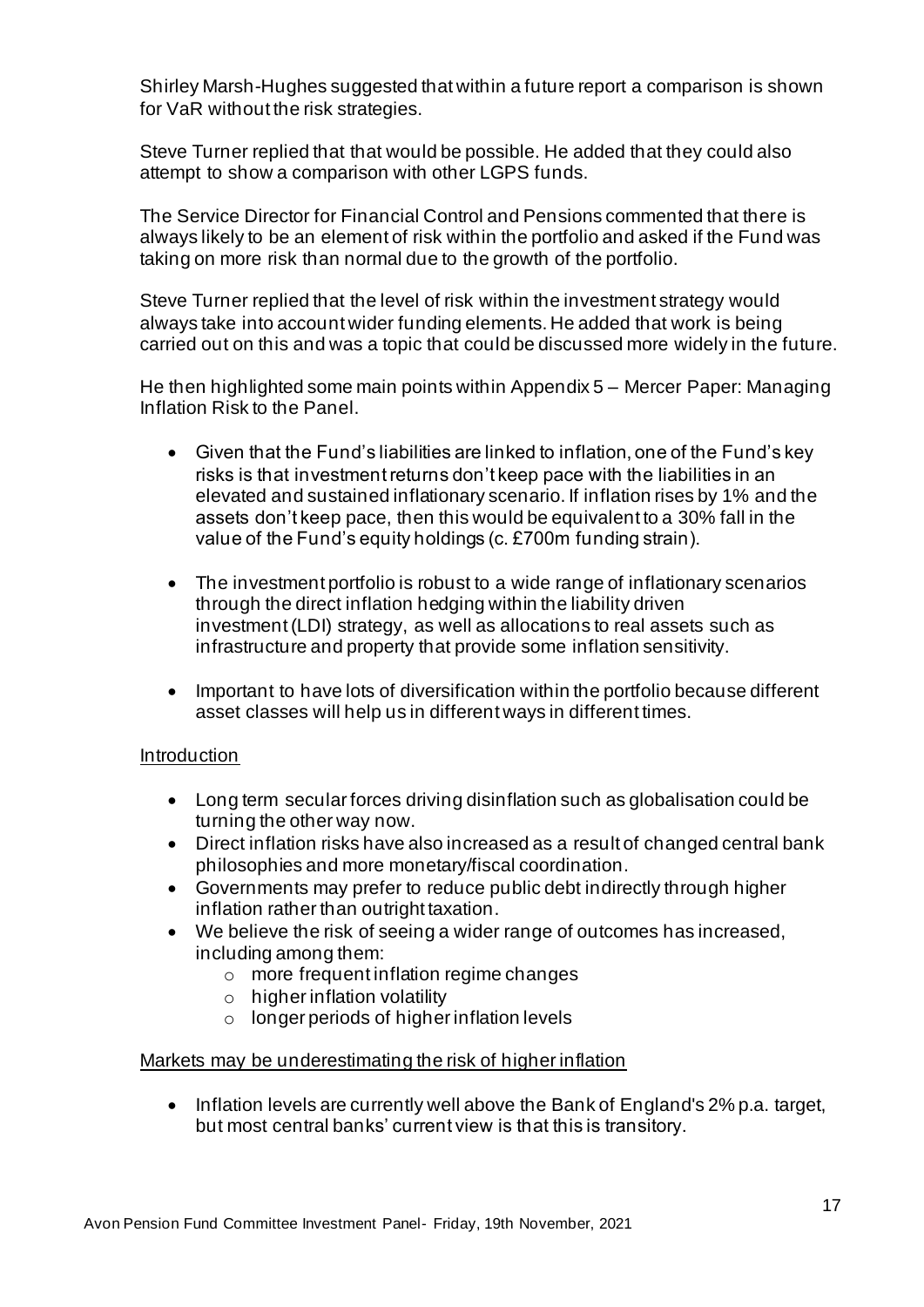Shirley Marsh-Hughes suggested that within a future report a comparison is shown for VaR without the risk strategies.

Steve Turner replied that that would be possible. He added that they could also attempt to show a comparison with other LGPS funds.

The Service Director for Financial Control and Pensions commented that there is always likely to be an element of risk within the portfolio and asked if the Fund was taking on more risk than normal due to the growth of the portfolio.

Steve Turner replied that the level of risk within the investment strategy would always take into account wider funding elements. He added that work is being carried out on this and was a topic that could be discussed more widely in the future.

He then highlighted some main points within Appendix 5 – Mercer Paper: Managing Inflation Risk to the Panel.

- Given that the Fund's liabilities are linked to inflation, one of the Fund's key risks is that investment returns don't keep pace with the liabilities in an elevated and sustained inflationary scenario. If inflation rises by 1% and the assets don't keep pace, then this would be equivalent to a 30% fall in the value of the Fund's equity holdings (c. £700m funding strain).
- The investment portfolio is robust to a wide range of inflationary scenarios through the direct inflation hedging within the liability driven investment (LDI) strategy, as well as allocations to real assets such as infrastructure and property that provide some inflation sensitivity.
- Important to have lots of diversification within the portfolio because different asset classes will help us in different ways in different times.

<u>Introduction</u>

- Long term secular forces driving disinflation such as globalisation could be turning the other way now.
- Direct inflation risks have also increased as a result of changed central bank philosophies and more monetary/fiscal coordination.
- Governments may prefer to reduce public debt indirectly through higher inflation rather than outright taxation.
- We believe the risk of seeing a wider range of outcomes has increased, including among them:
  - more frequent inflation regime changes
  - higher inflation volatility
  - longer periods of higher inflation levels

<u>Markets may be underestimating the risk of higher inflation</u>

- Inflation levels are currently well above the Bank of England's 2% p.a. target, but most central banks' current view is that this is transitory.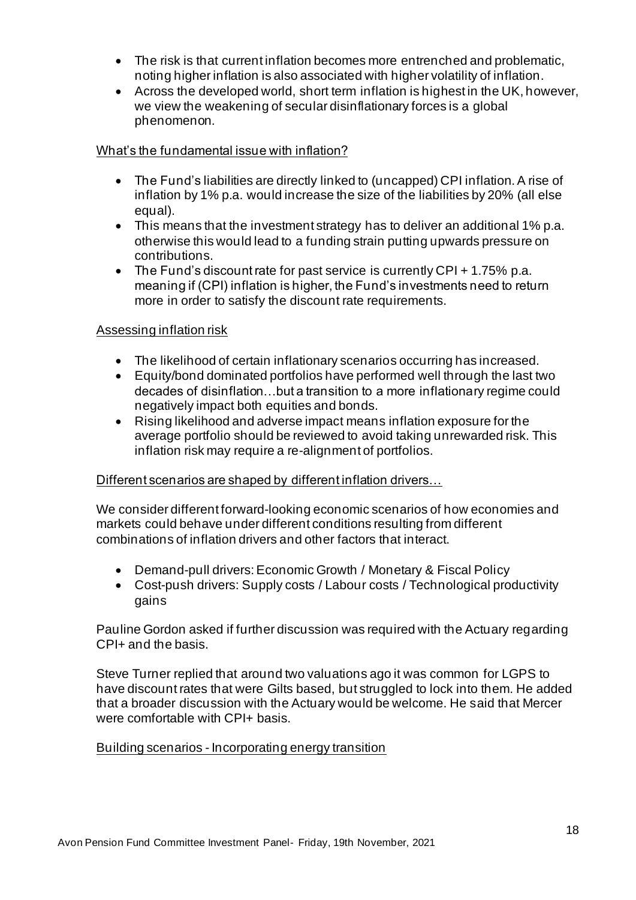- The risk is that current inflation becomes more entrenched and problematic, noting higher inflation is also associated with higher volatility of inflation.
- Across the developed world, short term inflation is highest in the UK, however, we view the weakening of secular disinflationary forces is a global phenomenon.

What's the fundamental issue with inflation?

- The Fund's liabilities are directly linked to (uncapped) CPI inflation. A rise of inflation by 1% p.a. would increase the size of the liabilities by 20% (all else equal).
- This means that the investment strategy has to deliver an additional 1% p.a. otherwise this would lead to a funding strain putting upwards pressure on contributions.
- The Fund's discount rate for past service is currently CPI + 1.75% p.a. meaning if (CPI) inflation is higher, the Fund's investments need to return more in order to satisfy the discount rate requirements.

Assessing inflation risk

- The likelihood of certain inflationary scenarios occurring has increased.
- Equity/bond dominated portfolios have performed well through the last two decades of disinflation…but a transition to a more inflationary regime could negatively impact both equities and bonds.
- Rising likelihood and adverse impact means inflation exposure for the average portfolio should be reviewed to avoid taking unrewarded risk. This inflation risk may require a re-alignment of portfolios.

Different scenarios are shaped by different inflation drivers…

We consider different forward-looking economic scenarios of how economies and markets could behave under different conditions resulting from different combinations of inflation drivers and other factors that interact.

- Demand-pull drivers: Economic Growth / Monetary & Fiscal Policy
- Cost-push drivers: Supply costs / Labour costs / Technological productivity gains

Pauline Gordon asked if further discussion was required with the Actuary regarding CPI+ and the basis.

Steve Turner replied that around two valuations ago it was common for LGPS to have discount rates that were Gilts based, but struggled to lock into them. He added that a broader discussion with the Actuary would be welcome. He said that Mercer were comfortable with CPI+ basis.

Building scenarios - Incorporating energy transition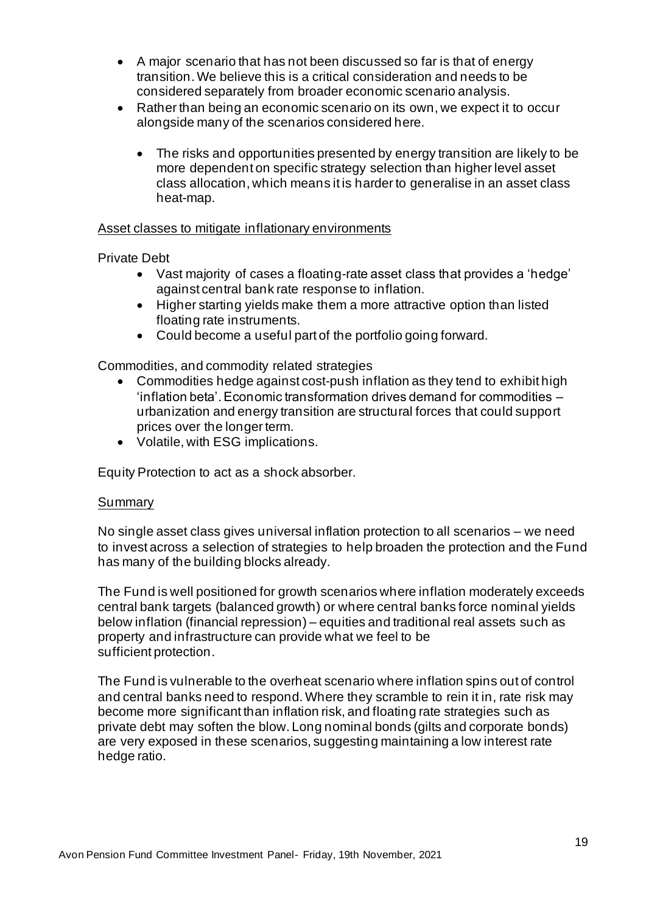- A major scenario that has not been discussed so far is that of energy transition. We believe this is a critical consideration and needs to be considered separately from broader economic scenario analysis.
- Rather than being an economic scenario on its own, we expect it to occur alongside many of the scenarios considered here.
  - The risks and opportunities presented by energy transition are likely to be more dependent on specific strategy selection than higher level asset class allocation, which means it is harder to generalise in an asset class heat-map.

Asset classes to mitigate inflationary environments

Private Debt

- Vast majority of cases a floating-rate asset class that provides a 'hedge' against central bank rate response to inflation.
- Higher starting yields make them a more attractive option than listed floating rate instruments.
- Could become a useful part of the portfolio going forward.

Commodities, and commodity related strategies

- Commodities hedge against cost-push inflation as they tend to exhibit high 'inflation beta'. Economic transformation drives demand for commodities – urbanization and energy transition are structural forces that could support prices over the longer term.
- Volatile, with ESG implications.

Equity Protection to act as a shock absorber.

Summary

No single asset class gives universal inflation protection to all scenarios – we need to invest across a selection of strategies to help broaden the protection and the Fund has many of the building blocks already.

The Fund is well positioned for growth scenarios where inflation moderately exceeds central bank targets (balanced growth) or where central banks force nominal yields below inflation (financial repression) – equities and traditional real assets such as property and infrastructure can provide what we feel to be sufficient protection.

The Fund is vulnerable to the overheat scenario where inflation spins out of control and central banks need to respond. Where they scramble to rein it in, rate risk may become more significant than inflation risk, and floating rate strategies such as private debt may soften the blow. Long nominal bonds (gilts and corporate bonds) are very exposed in these scenarios, suggesting maintaining a low interest rate hedge ratio.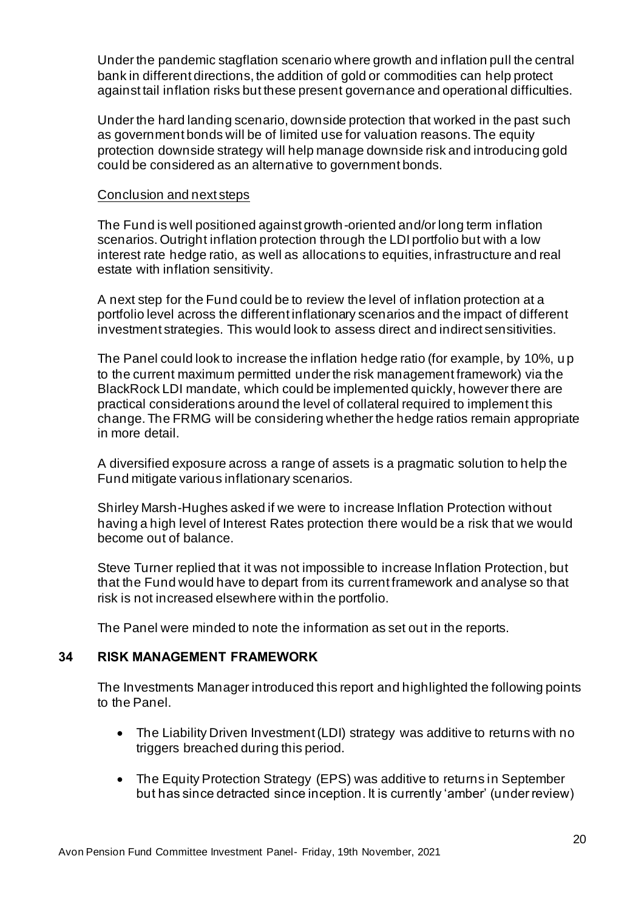Under the pandemic stagflation scenario where growth and inflation pull the central bank in different directions, the addition of gold or commodities can help protect against tail inflation risks but these present governance and operational difficulties.

Under the hard landing scenario, downside protection that worked in the past such as government bonds will be of limited use for valuation reasons. The equity protection downside strategy will help manage downside risk and introducing gold could be considered as an alternative to government bonds.

Conclusion and next steps

The Fund is well positioned against growth-oriented and/or long term inflation scenarios. Outright inflation protection through the LDI portfolio but with a low interest rate hedge ratio, as well as allocations to equities, infrastructure and real estate with inflation sensitivity.

A next step for the Fund could be to review the level of inflation protection at a portfolio level across the different inflationary scenarios and the impact of different investment strategies. This would look to assess direct and indirect sensitivities.

The Panel could look to increase the inflation hedge ratio (for example, by 10%, up to the current maximum permitted under the risk management framework) via the BlackRock LDI mandate, which could be implemented quickly, however there are practical considerations around the level of collateral required to implement this change. The FRMG will be considering whether the hedge ratios remain appropriate in more detail.

A diversified exposure across a range of assets is a pragmatic solution to help the Fund mitigate various inflationary scenarios.

Shirley Marsh-Hughes asked if we were to increase Inflation Protection without having a high level of Interest Rates protection there would be a risk that we would become out of balance.

Steve Turner replied that it was not impossible to increase Inflation Protection, but that the Fund would have to depart from its current framework and analyse so that risk is not increased elsewhere within the portfolio.

The Panel were minded to note the information as set out in the reports.

## 34 RISK MANAGEMENT FRAMEWORK

The Investments Manager introduced this report and highlighted the following points to the Panel.

- The Liability Driven Investment (LDI) strategy was additive to returns with no triggers breached during this period.
- The Equity Protection Strategy (EPS) was additive to returns in September but has since detracted since inception. It is currently 'amber' (under review)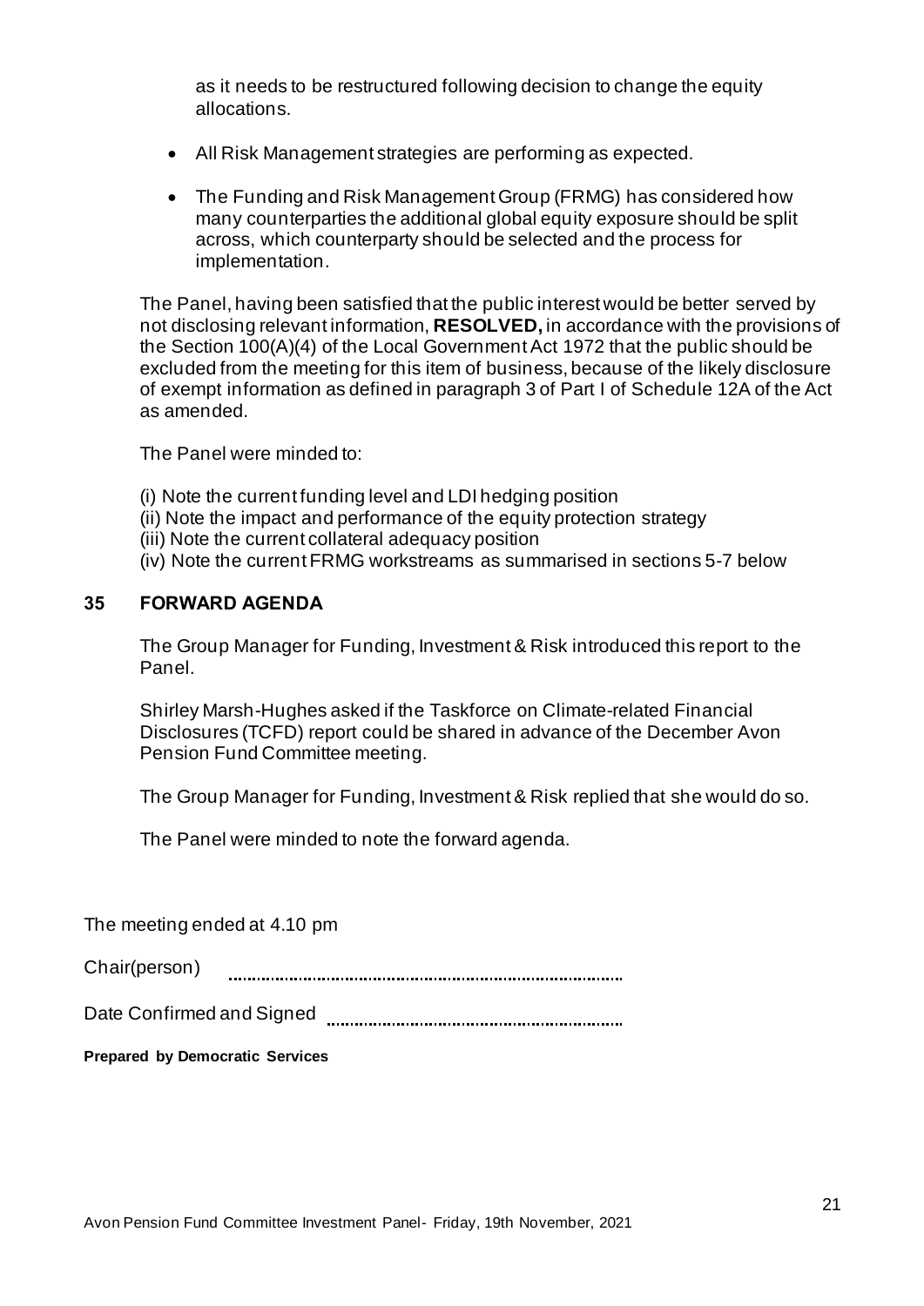as it needs to be restructured following decision to change the equity allocations.

- All Risk Management strategies are performing as expected.
- The Funding and Risk Management Group (FRMG) has considered how many counterparties the additional global equity exposure should be split across, which counterparty should be selected and the process for implementation.

The Panel, having been satisfied that the public interest would be better served by not disclosing relevant information, **RESOLVED,** in accordance with the provisions of the Section 100(A)(4) of the Local Government Act 1972 that the public should be excluded from the meeting for this item of business, because of the likely disclosure of exempt information as defined in paragraph 3 of Part I of Schedule 12A of the Act as amended.

The Panel were minded to:

(i) Note the current funding level and LDI hedging position
(ii) Note the impact and performance of the equity protection strategy
(iii) Note the current collateral adequacy position
(iv) Note the current FRMG workstreams as summarised in sections 5-7 below

## 35 FORWARD AGENDA

The Group Manager for Funding, Investment & Risk introduced this report to the Panel.

Shirley Marsh-Hughes asked if the Taskforce on Climate-related Financial Disclosures (TCFD) report could be shared in advance of the December Avon Pension Fund Committee meeting.

The Group Manager for Funding, Investment & Risk replied that she would do so.

The Panel were minded to note the forward agenda.

The meeting ended at 4.10 pm

Chair(person) ....................................................................................

Date Confirmed and Signed ..............................................................

**Prepared by Democratic Services**